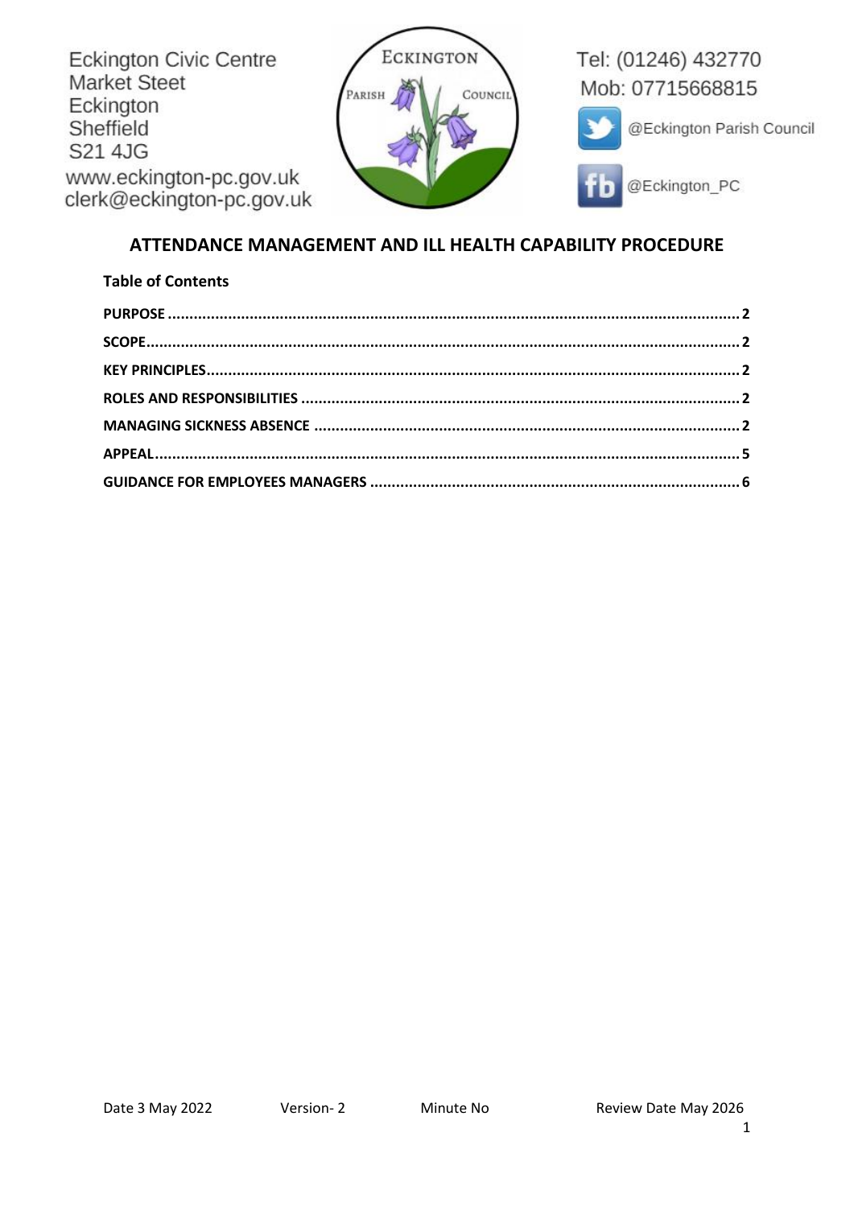Eckington Civic Centre
Market Steet
Eckington
Sheffield
S21 4JG
www.eckington-pc.gov.uk
clerk@eckington-pc.gov.uk

Tel: (01246) 432770
Mob: 07715668815
@Eckington Parish Council
@Eckington_PC

# ATTENDANCE MANAGEMENT AND ILL HEALTH CAPABILITY PROCEDURE

**Table of Contents**

**PURPOSE** ........................................ 2
**SCOPE** ........................................ 2
**KEY PRINCIPLES** ........................................ 2
**ROLES AND RESPONSIBILITIES** ........................................ 2
**MANAGING SICKNESS ABSENCE** ........................................ 2
**APPEAL** ........................................ 5
**GUIDANCE FOR EMPLOYEES MANAGERS** ........................................ 6

Date 3 May 2022 Version- 2 Minute No Review Date May 2026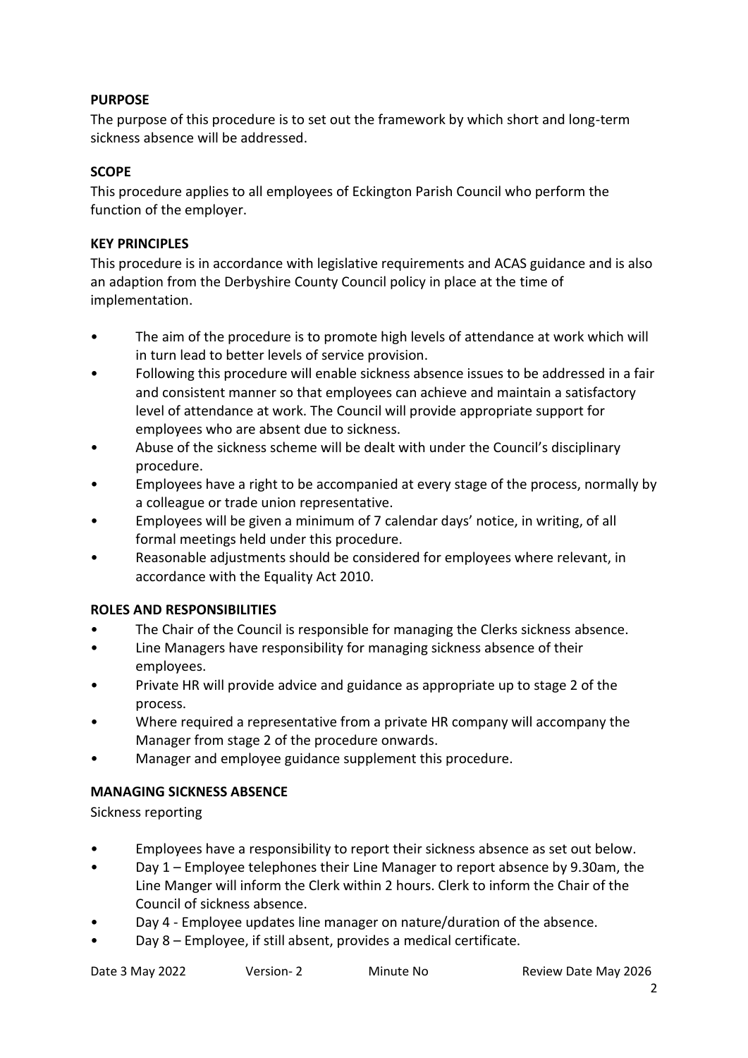**PURPOSE**

The purpose of this procedure is to set out the framework by which short and long-term sickness absence will be addressed.

**SCOPE**

This procedure applies to all employees of Eckington Parish Council who perform the function of the employer.

**KEY PRINCIPLES**

This procedure is in accordance with legislative requirements and ACAS guidance and is also an adaption from the Derbyshire County Council policy in place at the time of implementation.

- The aim of the procedure is to promote high levels of attendance at work which will in turn lead to better levels of service provision.
- Following this procedure will enable sickness absence issues to be addressed in a fair and consistent manner so that employees can achieve and maintain a satisfactory level of attendance at work. The Council will provide appropriate support for employees who are absent due to sickness.
- Abuse of the sickness scheme will be dealt with under the Council's disciplinary procedure.
- Employees have a right to be accompanied at every stage of the process, normally by a colleague or trade union representative.
- Employees will be given a minimum of 7 calendar days' notice, in writing, of all formal meetings held under this procedure.
- Reasonable adjustments should be considered for employees where relevant, in accordance with the Equality Act 2010.

**ROLES AND RESPONSIBILITIES**

- The Chair of the Council is responsible for managing the Clerks sickness absence.
- Line Managers have responsibility for managing sickness absence of their employees.
- Private HR will provide advice and guidance as appropriate up to stage 2 of the process.
- Where required a representative from a private HR company will accompany the Manager from stage 2 of the procedure onwards.
- Manager and employee guidance supplement this procedure.

**MANAGING SICKNESS ABSENCE**

Sickness reporting

- Employees have a responsibility to report their sickness absence as set out below.
- Day 1 – Employee telephones their Line Manager to report absence by 9.30am, the Line Manger will inform the Clerk within 2 hours. Clerk to inform the Chair of the Council of sickness absence.
- Day 4 - Employee updates line manager on nature/duration of the absence.
- Day 8 – Employee, if still absent, provides a medical certificate.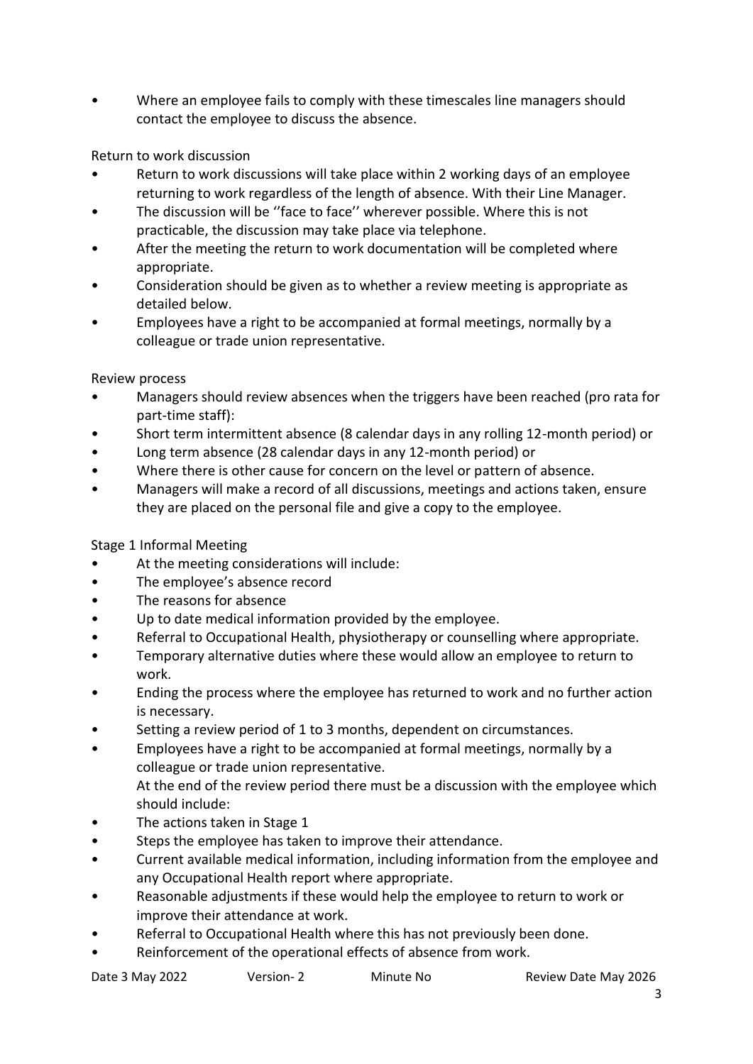- Where an employee fails to comply with these timescales line managers should contact the employee to discuss the absence.

Return to work discussion

- Return to work discussions will take place within 2 working days of an employee returning to work regardless of the length of absence. With their Line Manager.
- The discussion will be ''face to face'' wherever possible. Where this is not practicable, the discussion may take place via telephone.
- After the meeting the return to work documentation will be completed where appropriate.
- Consideration should be given as to whether a review meeting is appropriate as detailed below.
- Employees have a right to be accompanied at formal meetings, normally by a colleague or trade union representative.

Review process

- Managers should review absences when the triggers have been reached (pro rata for part-time staff):
- Short term intermittent absence (8 calendar days in any rolling 12-month period) or
- Long term absence (28 calendar days in any 12-month period) or
- Where there is other cause for concern on the level or pattern of absence.
- Managers will make a record of all discussions, meetings and actions taken, ensure they are placed on the personal file and give a copy to the employee.

Stage 1 Informal Meeting

- At the meeting considerations will include:
- The employee's absence record
- The reasons for absence
- Up to date medical information provided by the employee.
- Referral to Occupational Health, physiotherapy or counselling where appropriate.
- Temporary alternative duties where these would allow an employee to return to work.
- Ending the process where the employee has returned to work and no further action is necessary.
- Setting a review period of 1 to 3 months, dependent on circumstances.
- Employees have a right to be accompanied at formal meetings, normally by a colleague or trade union representative.
  At the end of the review period there must be a discussion with the employee which should include:
- The actions taken in Stage 1
- Steps the employee has taken to improve their attendance.
- Current available medical information, including information from the employee and any Occupational Health report where appropriate.
- Reasonable adjustments if these would help the employee to return to work or improve their attendance at work.
- Referral to Occupational Health where this has not previously been done.
- Reinforcement of the operational effects of absence from work.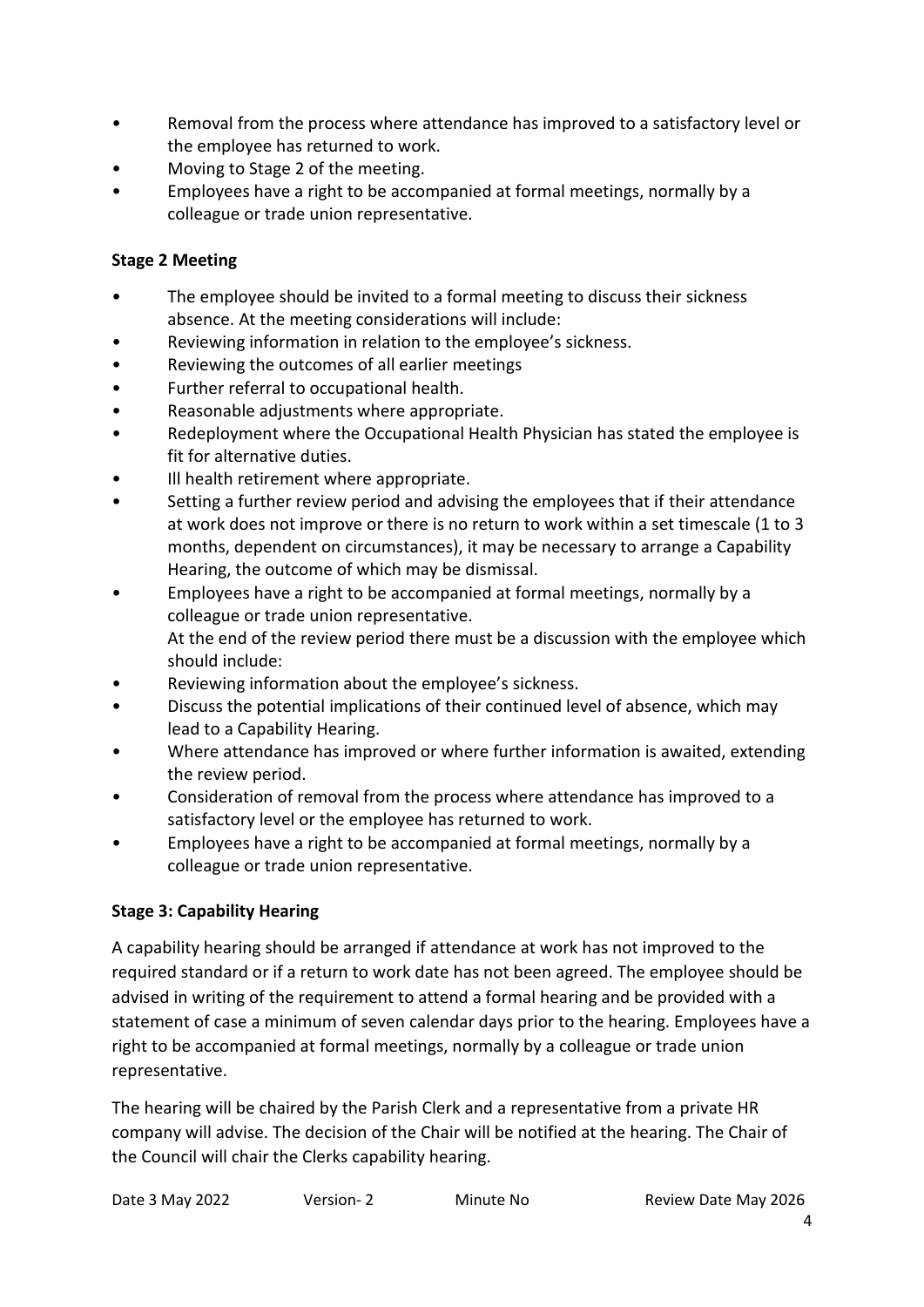- Removal from the process where attendance has improved to a satisfactory level or the employee has returned to work.
- Moving to Stage 2 of the meeting.
- Employees have a right to be accompanied at formal meetings, normally by a colleague or trade union representative.

**Stage 2 Meeting**

- The employee should be invited to a formal meeting to discuss their sickness absence. At the meeting considerations will include:
- Reviewing information in relation to the employee's sickness.
- Reviewing the outcomes of all earlier meetings
- Further referral to occupational health.
- Reasonable adjustments where appropriate.
- Redeployment where the Occupational Health Physician has stated the employee is fit for alternative duties.
- Ill health retirement where appropriate.
- Setting a further review period and advising the employees that if their attendance at work does not improve or there is no return to work within a set timescale (1 to 3 months, dependent on circumstances), it may be necessary to arrange a Capability Hearing, the outcome of which may be dismissal.
- Employees have a right to be accompanied at formal meetings, normally by a colleague or trade union representative.
  At the end of the review period there must be a discussion with the employee which should include:
- Reviewing information about the employee's sickness.
- Discuss the potential implications of their continued level of absence, which may lead to a Capability Hearing.
- Where attendance has improved or where further information is awaited, extending the review period.
- Consideration of removal from the process where attendance has improved to a satisfactory level or the employee has returned to work.
- Employees have a right to be accompanied at formal meetings, normally by a colleague or trade union representative.

**Stage 3: Capability Hearing**

A capability hearing should be arranged if attendance at work has not improved to the required standard or if a return to work date has not been agreed. The employee should be advised in writing of the requirement to attend a formal hearing and be provided with a statement of case a minimum of seven calendar days prior to the hearing. Employees have a right to be accompanied at formal meetings, normally by a colleague or trade union representative.

The hearing will be chaired by the Parish Clerk and a representative from a private HR company will advise. The decision of the Chair will be notified at the hearing. The Chair of the Council will chair the Clerks capability hearing.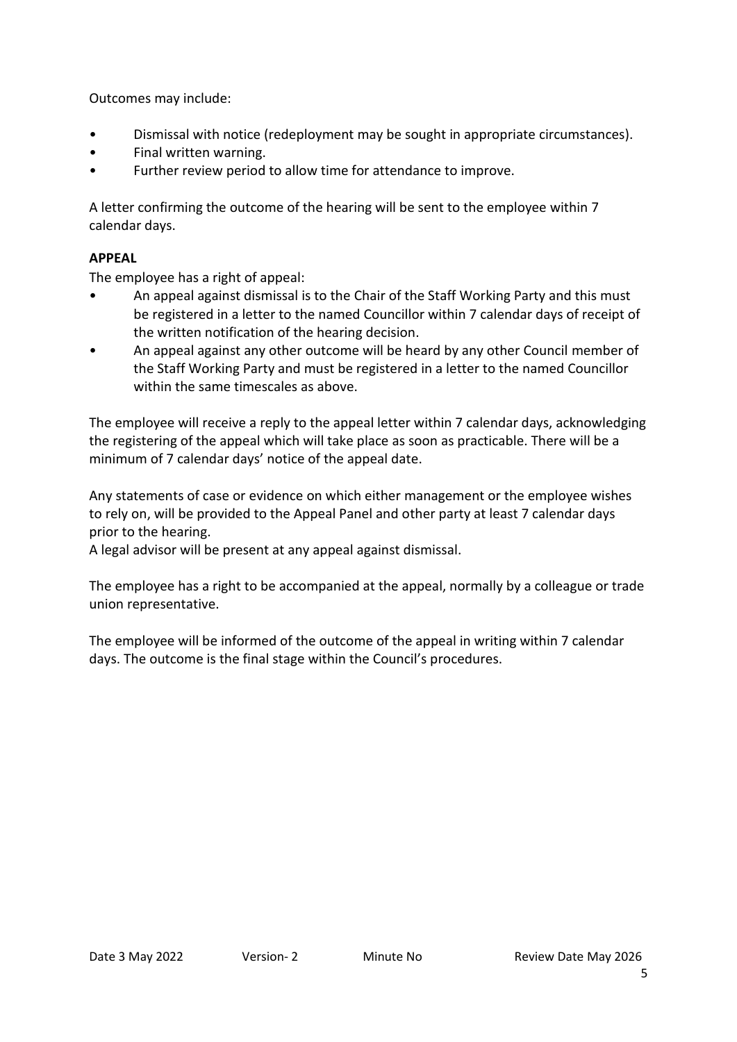Outcomes may include:

- Dismissal with notice (redeployment may be sought in appropriate circumstances).
- Final written warning.
- Further review period to allow time for attendance to improve.

A letter confirming the outcome of the hearing will be sent to the employee within 7 calendar days.

**APPEAL**

The employee has a right of appeal:

- An appeal against dismissal is to the Chair of the Staff Working Party and this must be registered in a letter to the named Councillor within 7 calendar days of receipt of the written notification of the hearing decision.
- An appeal against any other outcome will be heard by any other Council member of the Staff Working Party and must be registered in a letter to the named Councillor within the same timescales as above.

The employee will receive a reply to the appeal letter within 7 calendar days, acknowledging the registering of the appeal which will take place as soon as practicable. There will be a minimum of 7 calendar days' notice of the appeal date.

Any statements of case or evidence on which either management or the employee wishes to rely on, will be provided to the Appeal Panel and other party at least 7 calendar days prior to the hearing.
A legal advisor will be present at any appeal against dismissal.

The employee has a right to be accompanied at the appeal, normally by a colleague or trade union representative.

The employee will be informed of the outcome of the appeal in writing within 7 calendar days. The outcome is the final stage within the Council's procedures.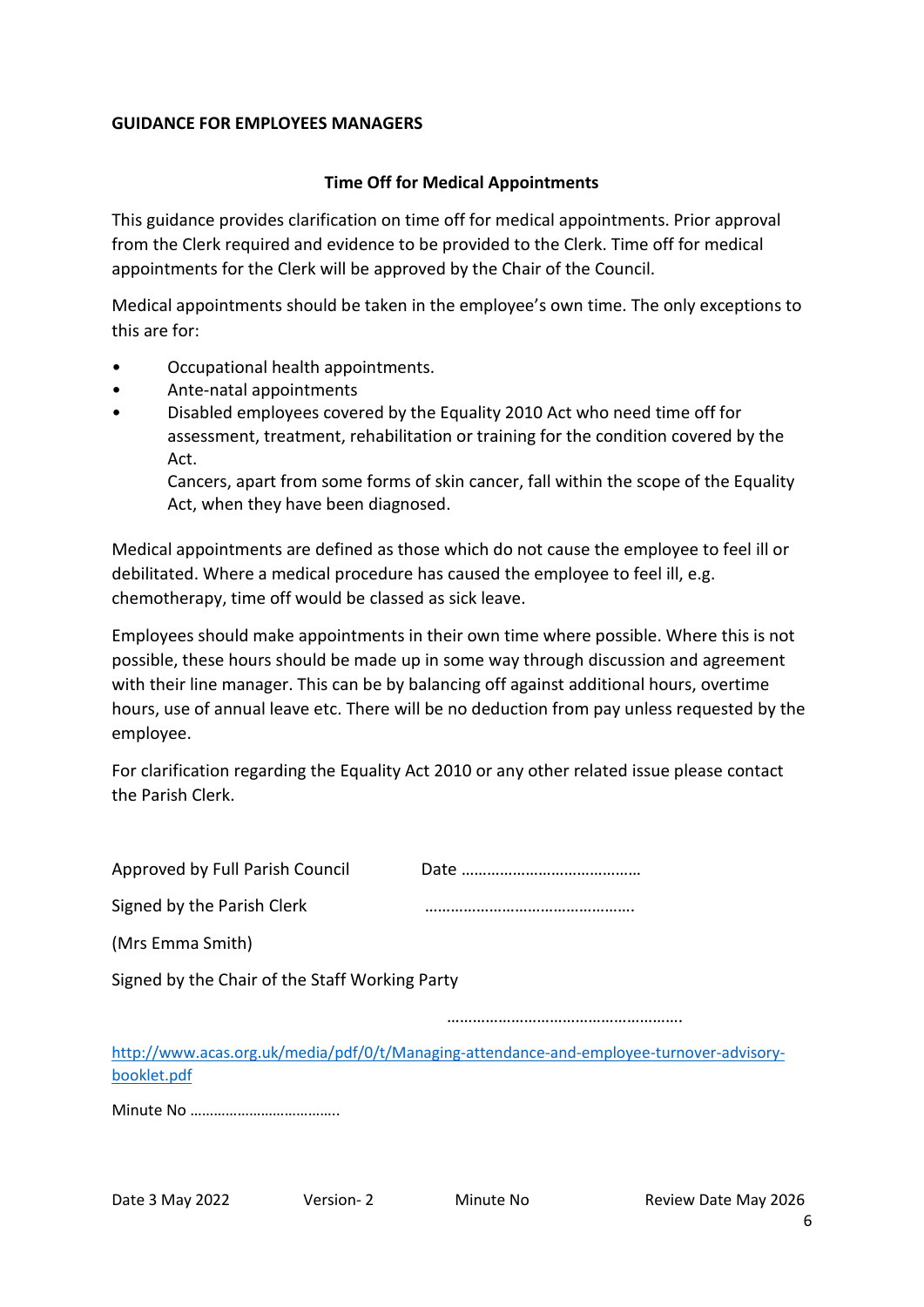**GUIDANCE FOR EMPLOYEES MANAGERS**

**Time Off for Medical Appointments**

This guidance provides clarification on time off for medical appointments. Prior approval from the Clerk required and evidence to be provided to the Clerk. Time off for medical appointments for the Clerk will be approved by the Chair of the Council.

Medical appointments should be taken in the employee's own time. The only exceptions to this are for:

- Occupational health appointments.
- Ante-natal appointments
- Disabled employees covered by the Equality 2010 Act who need time off for assessment, treatment, rehabilitation or training for the condition covered by the Act.

  Cancers, apart from some forms of skin cancer, fall within the scope of the Equality Act, when they have been diagnosed.

Medical appointments are defined as those which do not cause the employee to feel ill or debilitated. Where a medical procedure has caused the employee to feel ill, e.g. chemotherapy, time off would be classed as sick leave.

Employees should make appointments in their own time where possible. Where this is not possible, these hours should be made up in some way through discussion and agreement with their line manager. This can be by balancing off against additional hours, overtime hours, use of annual leave etc. There will be no deduction from pay unless requested by the employee.

For clarification regarding the Equality Act 2010 or any other related issue please contact the Parish Clerk.

Approved by Full Parish Council Date ……………………………………

Signed by the Parish Clerk ………………………………………….

(Mrs Emma Smith)

Signed by the Chair of the Staff Working Party

……………………………………………….

http://www.acas.org.uk/media/pdf/0/t/Managing-attendance-and-employee-turnover-advisory-booklet.pdf

Minute No ……………………………….

Date 3 May 2022 Version- 2 Minute No Review Date May 2026